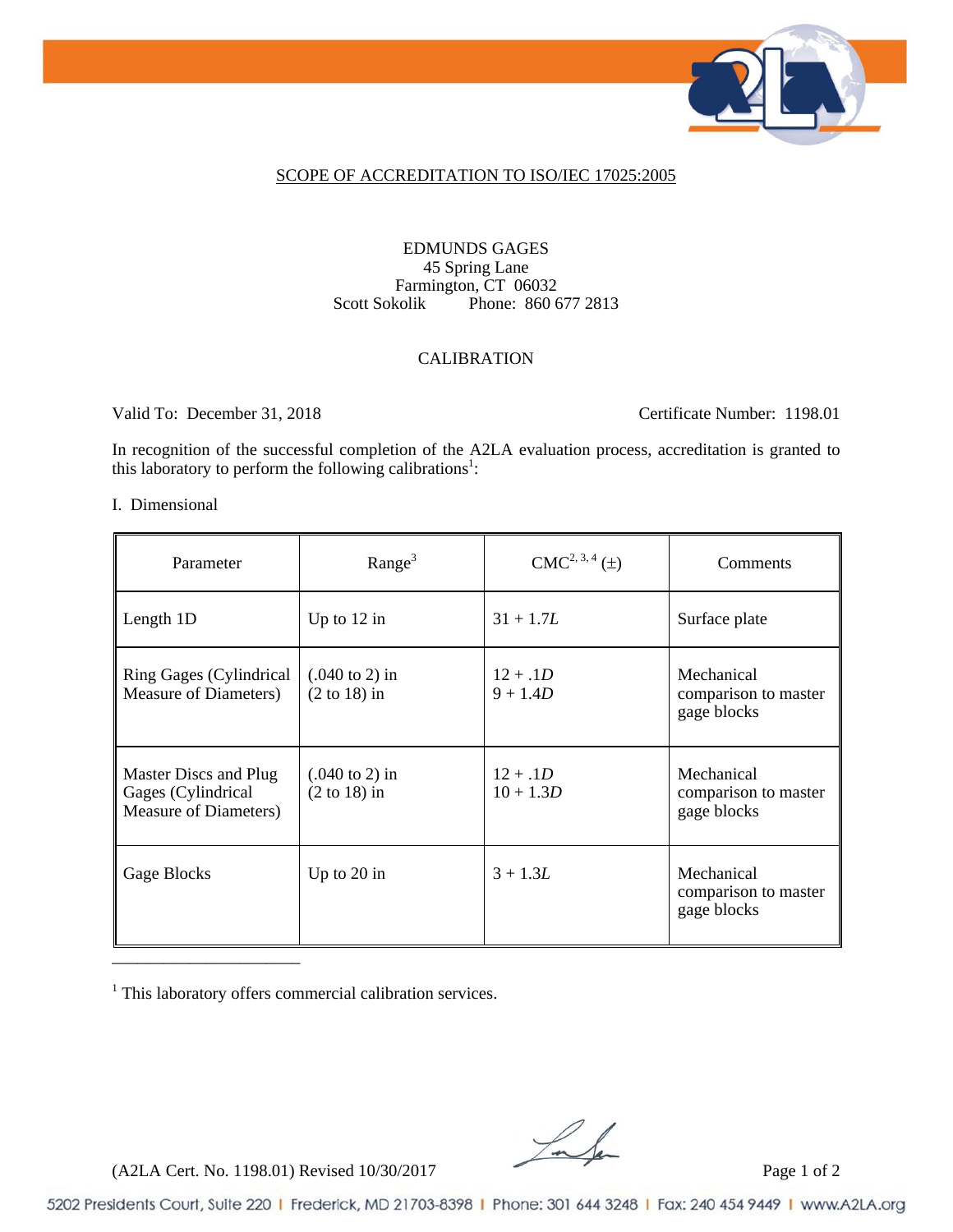SCOPE OF ACCREDITATION TO ISO/IEC 17025:2005

EDMUNDS GAGES
45 Spring Lane
Farmington, CT 06032
Scott Sokolik Phone: 860 677 2813

CALIBRATION

Valid To: December 31, 2018 Certificate Number: 1198.01

In recognition of the successful completion of the A2LA evaluation process, accreditation is granted to this laboratory to perform the following calibrations[1]:

I. Dimensional

| Parameter | Range[3] | CMC[2, 3, 4] (±) | Comments |
|---|---|---|---|
| Length 1D | Up to 12 in | 31 + 1.7*L* | Surface plate |
| Ring Gages (Cylindrical Measure of Diameters) | (.040 to 2) in<br>(2 to 18) in | 12 + .1*D*<br>9 + 1.4*D* | Mechanical comparison to master gage blocks |
| Master Discs and Plug Gages (Cylindrical Measure of Diameters) | (.040 to 2) in<br>(2 to 18) in | 12 + .1*D*<br>10 + 1.3*D* | Mechanical comparison to master gage blocks |
| Gage Blocks | Up to 20 in | 3 + 1.3*L* | Mechanical comparison to master gage blocks |

[1] This laboratory offers commercial calibration services.

(A2LA Cert. No. 1198.01) Revised 10/30/2017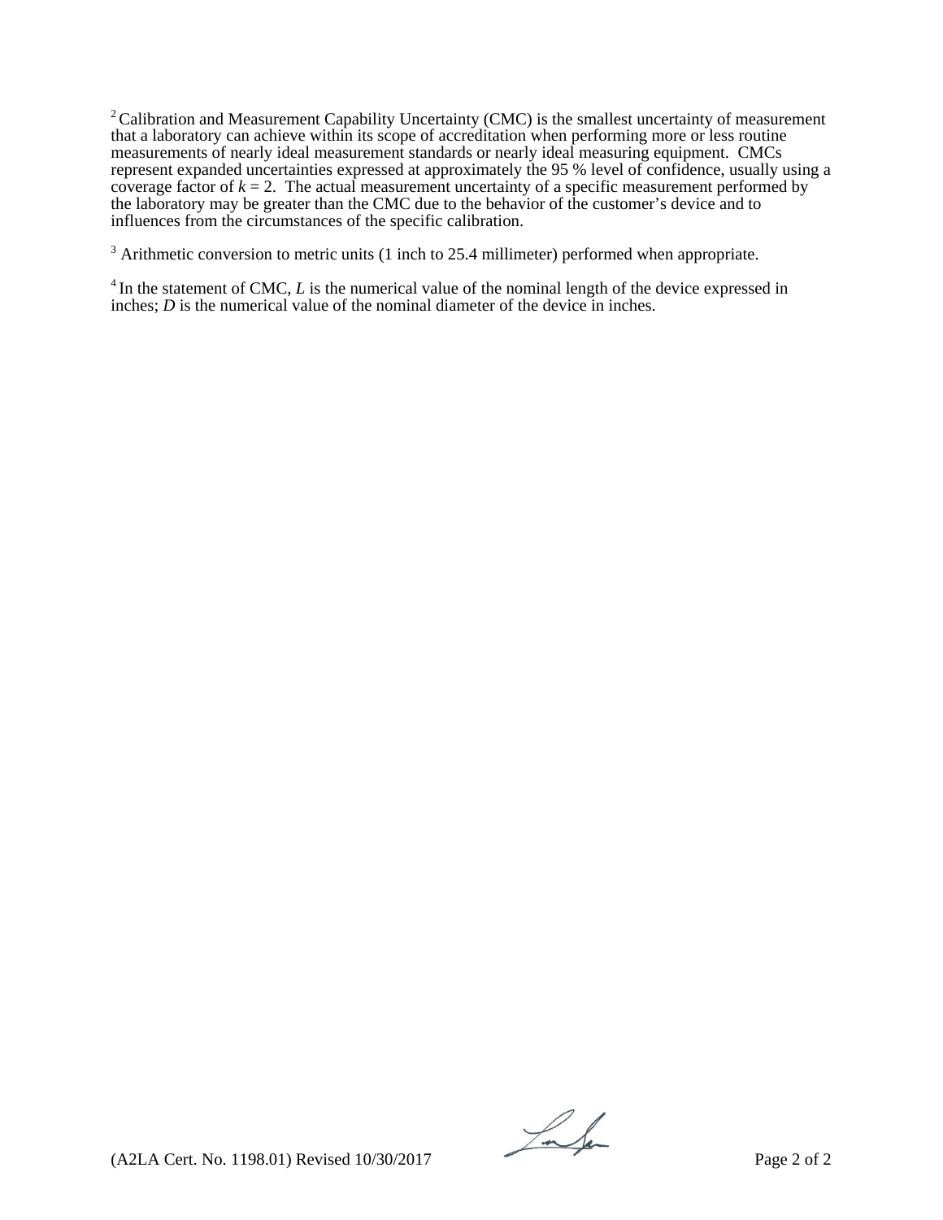[2] Calibration and Measurement Capability Uncertainty (CMC) is the smallest uncertainty of measurement that a laboratory can achieve within its scope of accreditation when performing more or less routine measurements of nearly ideal measurement standards or nearly ideal measuring equipment. CMCs represent expanded uncertainties expressed at approximately the 95 % level of confidence, usually using a coverage factor of $k = 2$. The actual measurement uncertainty of a specific measurement performed by the laboratory may be greater than the CMC due to the behavior of the customer's device and to influences from the circumstances of the specific calibration.

[3] Arithmetic conversion to metric units (1 inch to 25.4 millimeter) performed when appropriate.

[4] In the statement of CMC, $L$ is the numerical value of the nominal length of the device expressed in inches; $D$ is the numerical value of the nominal diameter of the device in inches.

(A2LA Cert. No. 1198.01) Revised 10/30/2017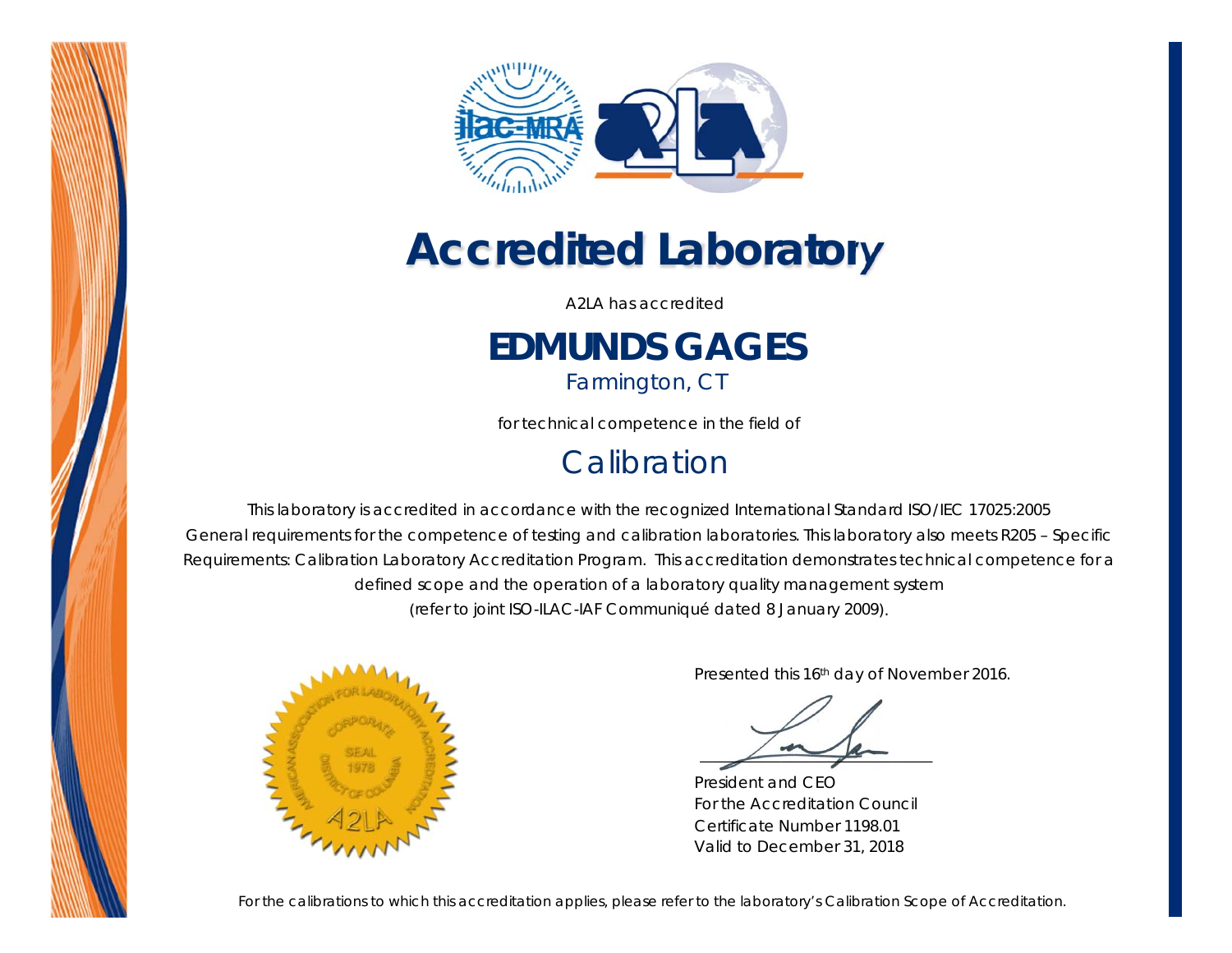# Accredited Laboratory

A2LA has accredited

## EDMUNDS GAGES

Farmington, CT

for technical competence in the field of

## Calibration

This laboratory is accredited in accordance with the recognized International Standard ISO/IEC 17025:2005 General requirements for the competence of testing and calibration laboratories. This laboratory also meets R205 – Specific Requirements: Calibration Laboratory Accreditation Program. This accreditation demonstrates technical competence for a defined scope and the operation of a laboratory quality management system (refer to joint ISO-ILAC-IAF Communiqué dated 8 January 2009).

AMERICAN ASSOCIATION FOR LABORATORY ACCREDITATION
CORPORATE SEAL 1978 DISTRICT OF COLUMBIA
A2LA

Presented this 16th day of November 2016.

President and CEO
For the Accreditation Council
Certificate Number 1198.01
Valid to December 31, 2018

For the calibrations to which this accreditation applies, please refer to the laboratory's Calibration Scope of Accreditation.